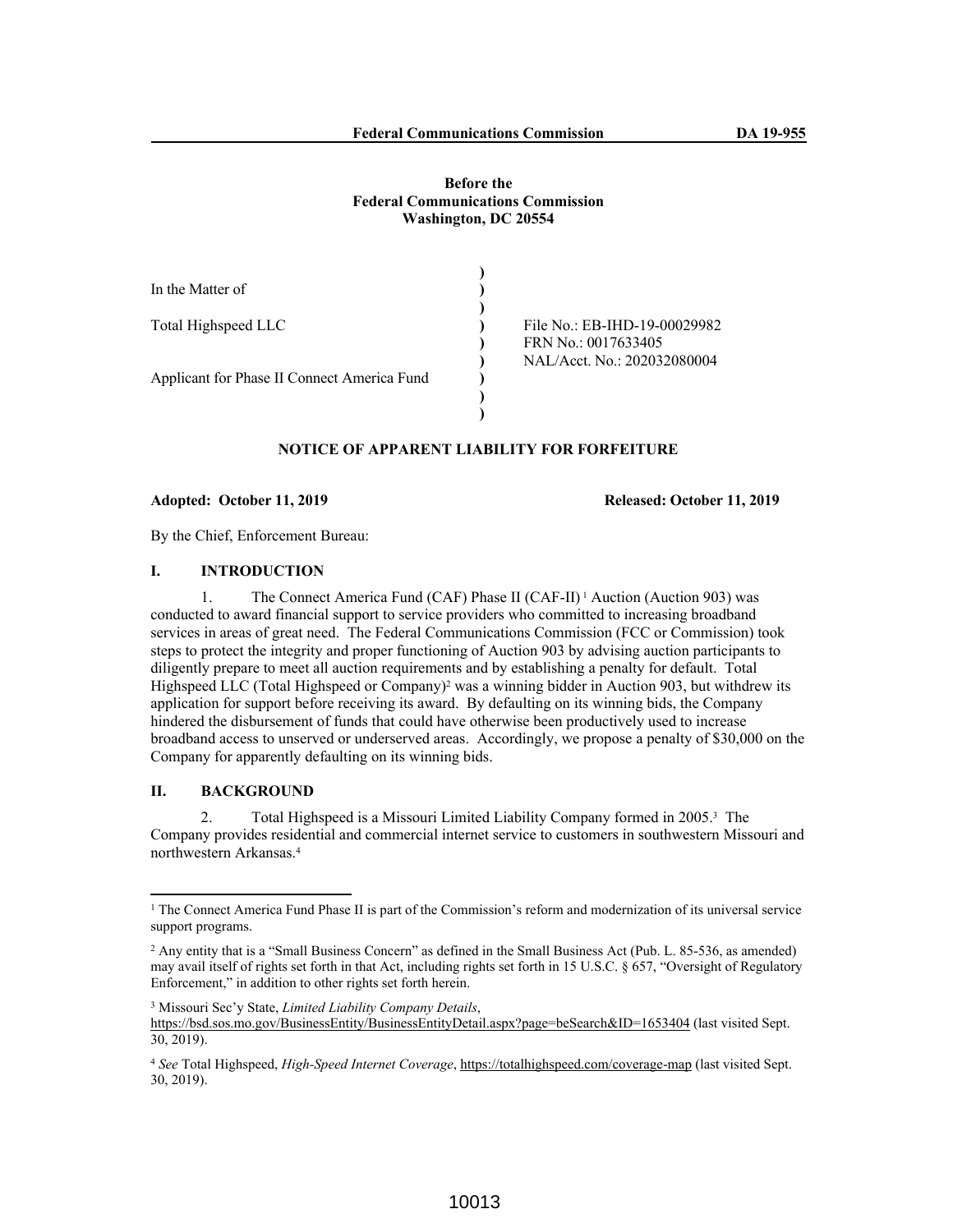**Before the**
**Federal Communications Commission**
**Washington, DC 20554**

| | |
|---|---|
| In the Matter of<br><br>Total Highspeed LLC<br><br>Applicant for Phase II Connect America Fund | File No.: EB-IHD-19-00029982<br>FRN No.: 0017633405<br>NAL/Acct. No.: 202032080004 |

## NOTICE OF APPARENT LIABILITY FOR FORFEITURE

**Adopted: October 11, 2019** **Released: October 11, 2019**

By the Chief, Enforcement Bureau:

## I. INTRODUCTION

1. The Connect America Fund (CAF) Phase II (CAF-II)[1] Auction (Auction 903) was conducted to award financial support to service providers who committed to increasing broadband services in areas of great need. The Federal Communications Commission (FCC or Commission) took steps to protect the integrity and proper functioning of Auction 903 by advising auction participants to diligently prepare to meet all auction requirements and by establishing a penalty for default. Total Highspeed LLC (Total Highspeed or Company)[2] was a winning bidder in Auction 903, but withdrew its application for support before receiving its award. By defaulting on its winning bids, the Company hindered the disbursement of funds that could have otherwise been productively used to increase broadband access to unserved or underserved areas. Accordingly, we propose a penalty of $30,000 on the Company for apparently defaulting on its winning bids.

## II. BACKGROUND

2. Total Highspeed is a Missouri Limited Liability Company formed in 2005.[3] The Company provides residential and commercial internet service to customers in southwestern Missouri and northwestern Arkansas.[4]

---

[1] The Connect America Fund Phase II is part of the Commission's reform and modernization of its universal service support programs.

[2] Any entity that is a "Small Business Concern" as defined in the Small Business Act (Pub. L. 85-536, as amended) may avail itself of rights set forth in that Act, including rights set forth in 15 U.S.C. § 657, "Oversight of Regulatory Enforcement," in addition to other rights set forth herein.

[3] Missouri Sec'y State, *Limited Liability Company Details*, https://bsd.sos.mo.gov/BusinessEntity/BusinessEntityDetail.aspx?page=beSearch&ID=1653404 (last visited Sept. 30, 2019).

[4] *See* Total Highspeed, *High-Speed Internet Coverage*, https://totalhighspeed.com/coverage-map (last visited Sept. 30, 2019).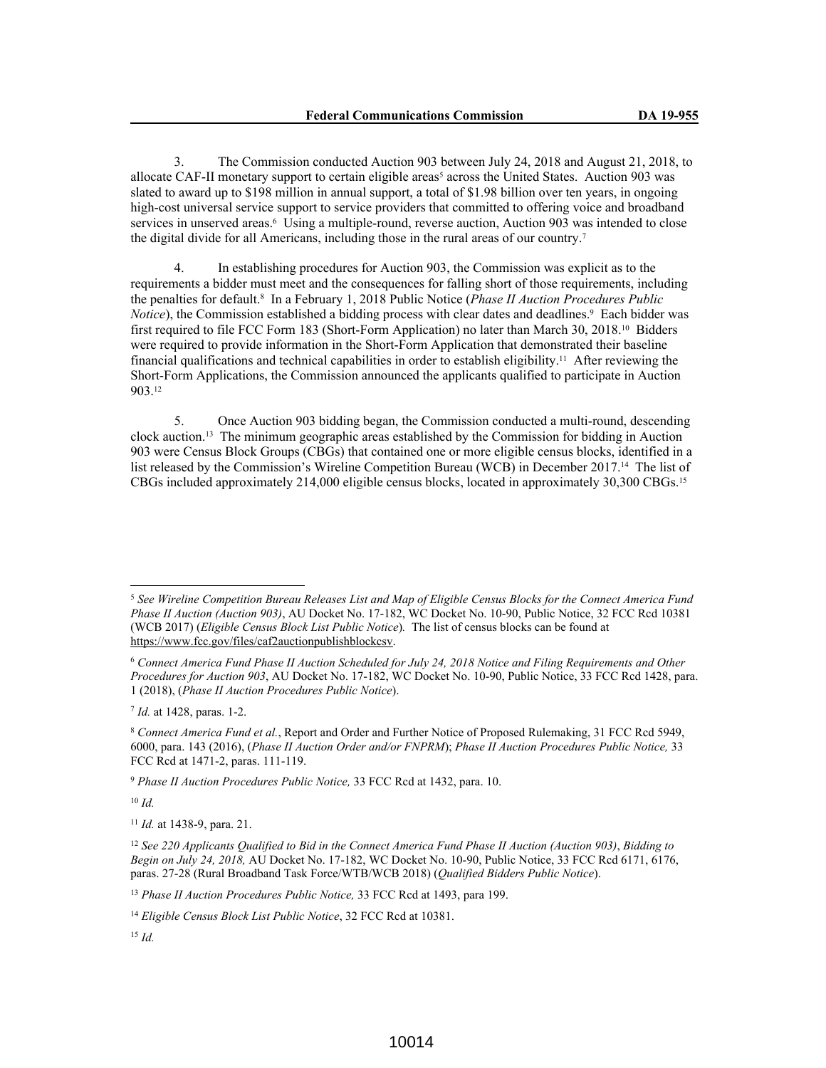3. The Commission conducted Auction 903 between July 24, 2018 and August 21, 2018, to allocate CAF-II monetary support to certain eligible areas[5] across the United States. Auction 903 was slated to award up to $198 million in annual support, a total of $1.98 billion over ten years, in ongoing high-cost universal service support to service providers that committed to offering voice and broadband services in unserved areas.[6] Using a multiple-round, reverse auction, Auction 903 was intended to close the digital divide for all Americans, including those in the rural areas of our country.[7]

4. In establishing procedures for Auction 903, the Commission was explicit as to the requirements a bidder must meet and the consequences for falling short of those requirements, including the penalties for default.[8] In a February 1, 2018 Public Notice (*Phase II Auction Procedures Public Notice*), the Commission established a bidding process with clear dates and deadlines.[9] Each bidder was first required to file FCC Form 183 (Short-Form Application) no later than March 30, 2018.[10] Bidders were required to provide information in the Short-Form Application that demonstrated their baseline financial qualifications and technical capabilities in order to establish eligibility.[11] After reviewing the Short-Form Applications, the Commission announced the applicants qualified to participate in Auction 903.[12]

5. Once Auction 903 bidding began, the Commission conducted a multi-round, descending clock auction.[13] The minimum geographic areas established by the Commission for bidding in Auction 903 were Census Block Groups (CBGs) that contained one or more eligible census blocks, identified in a list released by the Commission's Wireline Competition Bureau (WCB) in December 2017.[14] The list of CBGs included approximately 214,000 eligible census blocks, located in approximately 30,300 CBGs.[15]

---

[5] *See Wireline Competition Bureau Releases List and Map of Eligible Census Blocks for the Connect America Fund Phase II Auction (Auction 903)*, AU Docket No. 17-182, WC Docket No. 10-90, Public Notice, 32 FCC Rcd 10381 (WCB 2017) (*Eligible Census Block List Public Notice*). The list of census blocks can be found at https://www.fcc.gov/files/caf2auctionpublishblockcsv.

[6] *Connect America Fund Phase II Auction Scheduled for July 24, 2018 Notice and Filing Requirements and Other Procedures for Auction 903*, AU Docket No. 17-182, WC Docket No. 10-90, Public Notice, 33 FCC Rcd 1428, para. 1 (2018), (*Phase II Auction Procedures Public Notice*).

[7] *Id.* at 1428, paras. 1-2.

[8] *Connect America Fund et al.*, Report and Order and Further Notice of Proposed Rulemaking, 31 FCC Rcd 5949, 6000, para. 143 (2016), (*Phase II Auction Order and/or FNPRM*); *Phase II Auction Procedures Public Notice,* 33 FCC Rcd at 1471-2, paras. 111-119.

[9] *Phase II Auction Procedures Public Notice,* 33 FCC Rcd at 1432, para. 10.

[10] *Id.*

[11] *Id.* at 1438-9, para. 21.

[12] *See 220 Applicants Qualified to Bid in the Connect America Fund Phase II Auction (Auction 903)*, *Bidding to Begin on July 24, 2018,* AU Docket No. 17-182, WC Docket No. 10-90, Public Notice, 33 FCC Rcd 6171, 6176, paras. 27-28 (Rural Broadband Task Force/WTB/WCB 2018) (*Qualified Bidders Public Notice*).

[13] *Phase II Auction Procedures Public Notice,* 33 FCC Rcd at 1493, para 199.

[14] *Eligible Census Block List Public Notice*, 32 FCC Rcd at 10381.

[15] *Id.*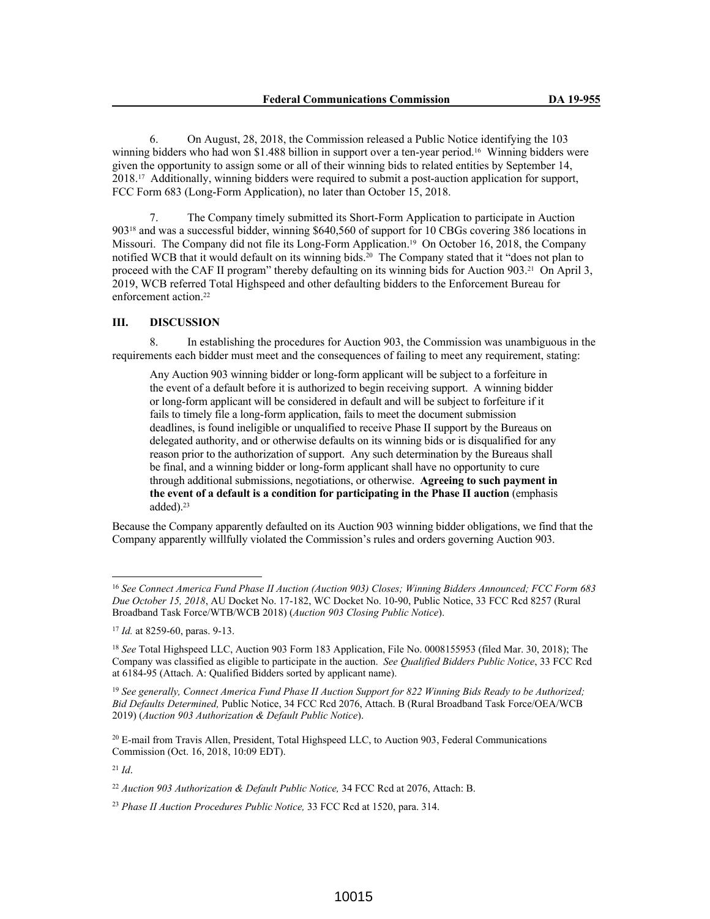6. On August, 28, 2018, the Commission released a Public Notice identifying the 103 winning bidders who had won $1.488 billion in support over a ten-year period.[16] Winning bidders were given the opportunity to assign some or all of their winning bids to related entities by September 14, 2018.[17] Additionally, winning bidders were required to submit a post-auction application for support, FCC Form 683 (Long-Form Application), no later than October 15, 2018.

7. The Company timely submitted its Short-Form Application to participate in Auction 903[18] and was a successful bidder, winning $640,560 of support for 10 CBGs covering 386 locations in Missouri. The Company did not file its Long-Form Application.[19] On October 16, 2018, the Company notified WCB that it would default on its winning bids.[20] The Company stated that it "does not plan to proceed with the CAF II program" thereby defaulting on its winning bids for Auction 903.[21] On April 3, 2019, WCB referred Total Highspeed and other defaulting bidders to the Enforcement Bureau for enforcement action.[22]

## III. DISCUSSION

8. In establishing the procedures for Auction 903, the Commission was unambiguous in the requirements each bidder must meet and the consequences of failing to meet any requirement, stating:

> Any Auction 903 winning bidder or long-form applicant will be subject to a forfeiture in the event of a default before it is authorized to begin receiving support. A winning bidder or long-form applicant will be considered in default and will be subject to forfeiture if it fails to timely file a long-form application, fails to meet the document submission deadlines, is found ineligible or unqualified to receive Phase II support by the Bureaus on delegated authority, and or otherwise defaults on its winning bids or is disqualified for any reason prior to the authorization of support. Any such determination by the Bureaus shall be final, and a winning bidder or long-form applicant shall have no opportunity to cure through additional submissions, negotiations, or otherwise. **Agreeing to such payment in the event of a default is a condition for participating in the Phase II auction** (emphasis added).[23]

Because the Company apparently defaulted on its Auction 903 winning bidder obligations, we find that the Company apparently willfully violated the Commission's rules and orders governing Auction 903.

---

[16] *See Connect America Fund Phase II Auction (Auction 903) Closes; Winning Bidders Announced; FCC Form 683 Due October 15, 2018*, AU Docket No. 17-182, WC Docket No. 10-90, Public Notice, 33 FCC Rcd 8257 (Rural Broadband Task Force/WTB/WCB 2018) (*Auction 903 Closing Public Notice*).

[17] *Id.* at 8259-60, paras. 9-13.

[18] *See* Total Highspeed LLC, Auction 903 Form 183 Application, File No. 0008155953 (filed Mar. 30, 2018); The Company was classified as eligible to participate in the auction. *See Qualified Bidders Public Notice*, 33 FCC Rcd at 6184-95 (Attach. A: Qualified Bidders sorted by applicant name).

[19] *See generally, Connect America Fund Phase II Auction Support for 822 Winning Bids Ready to be Authorized; Bid Defaults Determined,* Public Notice, 34 FCC Rcd 2076, Attach. B (Rural Broadband Task Force/OEA/WCB 2019) (*Auction 903 Authorization & Default Public Notice*).

[20] E-mail from Travis Allen, President, Total Highspeed LLC, to Auction 903, Federal Communications Commission (Oct. 16, 2018, 10:09 EDT).

[21] *Id*.

[22] *Auction 903 Authorization & Default Public Notice,* 34 FCC Rcd at 2076, Attach: B.

[23] *Phase II Auction Procedures Public Notice,* 33 FCC Rcd at 1520, para. 314.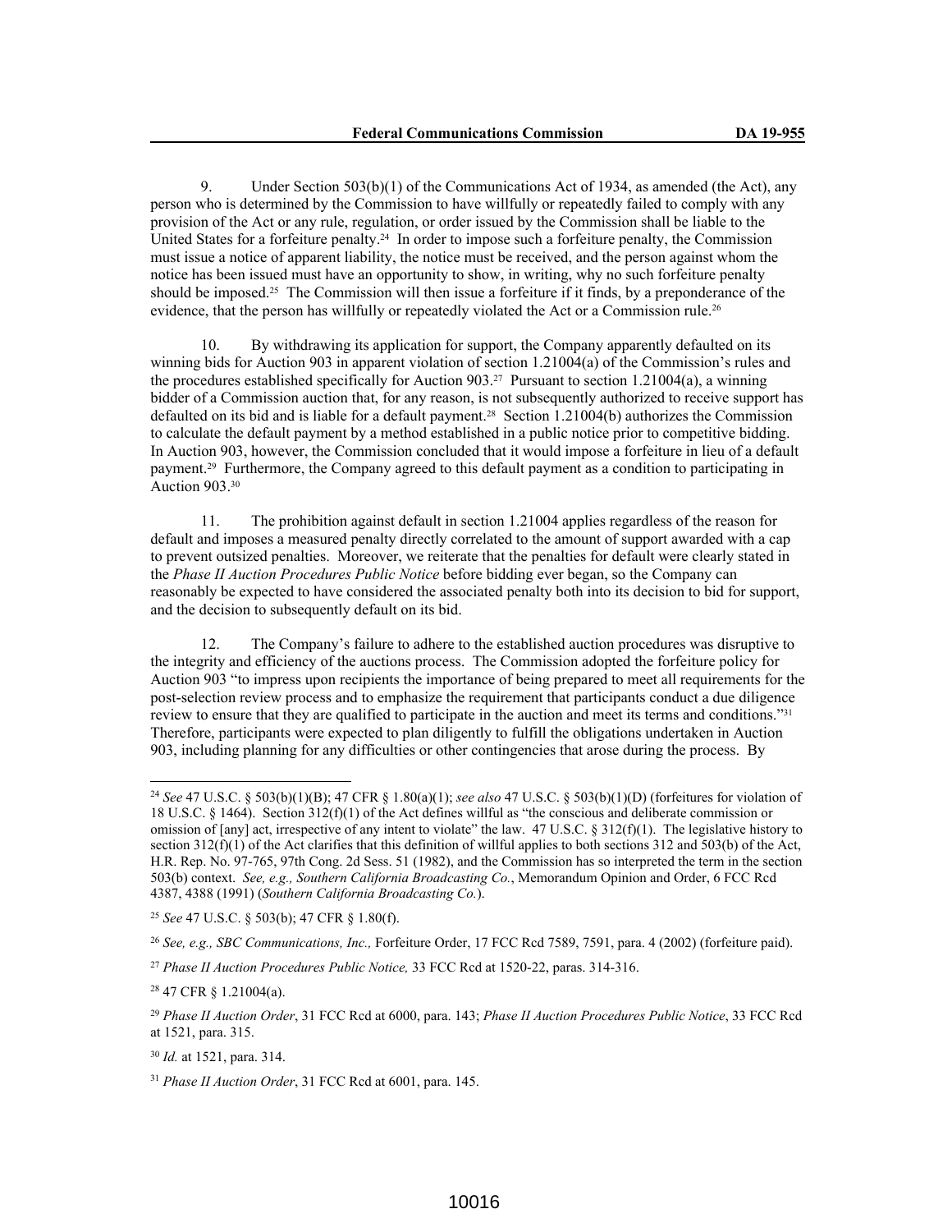9. Under Section 503(b)(1) of the Communications Act of 1934, as amended (the Act), any person who is determined by the Commission to have willfully or repeatedly failed to comply with any provision of the Act or any rule, regulation, or order issued by the Commission shall be liable to the United States for a forfeiture penalty.[24] In order to impose such a forfeiture penalty, the Commission must issue a notice of apparent liability, the notice must be received, and the person against whom the notice has been issued must have an opportunity to show, in writing, why no such forfeiture penalty should be imposed.[25] The Commission will then issue a forfeiture if it finds, by a preponderance of the evidence, that the person has willfully or repeatedly violated the Act or a Commission rule.[26]

10. By withdrawing its application for support, the Company apparently defaulted on its winning bids for Auction 903 in apparent violation of section 1.21004(a) of the Commission's rules and the procedures established specifically for Auction 903.[27] Pursuant to section 1.21004(a), a winning bidder of a Commission auction that, for any reason, is not subsequently authorized to receive support has defaulted on its bid and is liable for a default payment.[28] Section 1.21004(b) authorizes the Commission to calculate the default payment by a method established in a public notice prior to competitive bidding. In Auction 903, however, the Commission concluded that it would impose a forfeiture in lieu of a default payment.[29] Furthermore, the Company agreed to this default payment as a condition to participating in Auction 903.[30]

11. The prohibition against default in section 1.21004 applies regardless of the reason for default and imposes a measured penalty directly correlated to the amount of support awarded with a cap to prevent outsized penalties. Moreover, we reiterate that the penalties for default were clearly stated in the *Phase II Auction Procedures Public Notice* before bidding ever began, so the Company can reasonably be expected to have considered the associated penalty both into its decision to bid for support, and the decision to subsequently default on its bid.

12. The Company's failure to adhere to the established auction procedures was disruptive to the integrity and efficiency of the auctions process. The Commission adopted the forfeiture policy for Auction 903 "to impress upon recipients the importance of being prepared to meet all requirements for the post-selection review process and to emphasize the requirement that participants conduct a due diligence review to ensure that they are qualified to participate in the auction and meet its terms and conditions."[31] Therefore, participants were expected to plan diligently to fulfill the obligations undertaken in Auction 903, including planning for any difficulties or other contingencies that arose during the process. By

---

[24] *See* 47 U.S.C. § 503(b)(1)(B); 47 CFR § 1.80(a)(1); *see also* 47 U.S.C. § 503(b)(1)(D) (forfeitures for violation of 18 U.S.C. § 1464). Section 312(f)(1) of the Act defines willful as "the conscious and deliberate commission or omission of [any] act, irrespective of any intent to violate" the law. 47 U.S.C. § 312(f)(1). The legislative history to section 312(f)(1) of the Act clarifies that this definition of willful applies to both sections 312 and 503(b) of the Act, H.R. Rep. No. 97-765, 97th Cong. 2d Sess. 51 (1982), and the Commission has so interpreted the term in the section 503(b) context. *See, e.g., Southern California Broadcasting Co.*, Memorandum Opinion and Order, 6 FCC Rcd 4387, 4388 (1991) (*Southern California Broadcasting Co.*).

[25] *See* 47 U.S.C. § 503(b); 47 CFR § 1.80(f).

[26] *See, e.g., SBC Communications, Inc.,* Forfeiture Order, 17 FCC Rcd 7589, 7591, para. 4 (2002) (forfeiture paid).

[27] *Phase II Auction Procedures Public Notice,* 33 FCC Rcd at 1520-22, paras. 314-316.

[28] 47 CFR § 1.21004(a).

[29] *Phase II Auction Order*, 31 FCC Rcd at 6000, para. 143; *Phase II Auction Procedures Public Notice*, 33 FCC Rcd at 1521, para. 315.

[30] *Id.* at 1521, para. 314.

[31] *Phase II Auction Order*, 31 FCC Rcd at 6001, para. 145.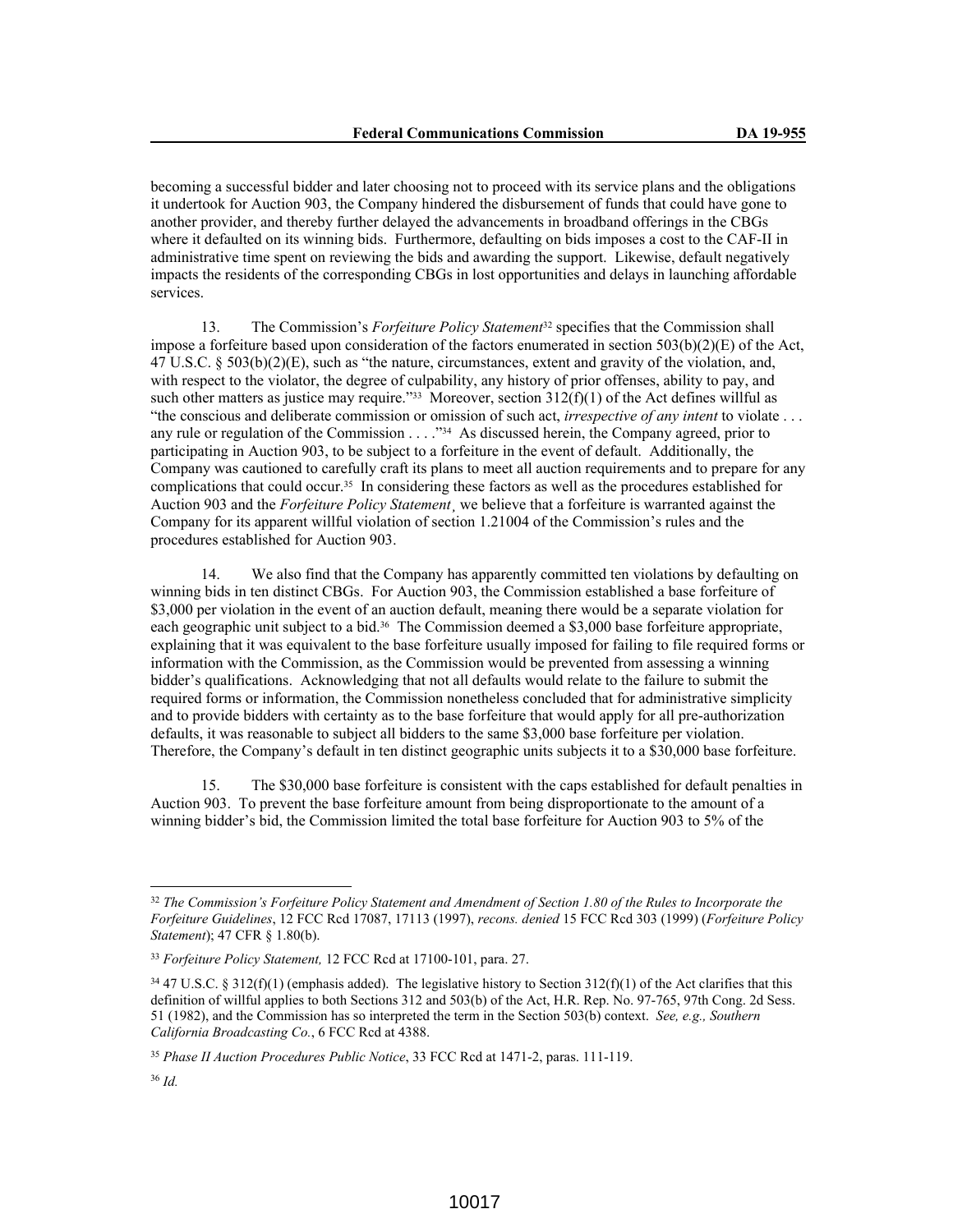becoming a successful bidder and later choosing not to proceed with its service plans and the obligations it undertook for Auction 903, the Company hindered the disbursement of funds that could have gone to another provider, and thereby further delayed the advancements in broadband offerings in the CBGs where it defaulted on its winning bids. Furthermore, defaulting on bids imposes a cost to the CAF-II in administrative time spent on reviewing the bids and awarding the support. Likewise, default negatively impacts the residents of the corresponding CBGs in lost opportunities and delays in launching affordable services.

13. The Commission's *Forfeiture Policy Statement*[32] specifies that the Commission shall impose a forfeiture based upon consideration of the factors enumerated in section 503(b)(2)(E) of the Act, 47 U.S.C. § 503(b)(2)(E), such as "the nature, circumstances, extent and gravity of the violation, and, with respect to the violator, the degree of culpability, any history of prior offenses, ability to pay, and such other matters as justice may require."[33] Moreover, section 312(f)(1) of the Act defines willful as "the conscious and deliberate commission or omission of such act, *irrespective of any intent* to violate . . . any rule or regulation of the Commission . . . ."[34] As discussed herein, the Company agreed, prior to participating in Auction 903, to be subject to a forfeiture in the event of default. Additionally, the Company was cautioned to carefully craft its plans to meet all auction requirements and to prepare for any complications that could occur.[35] In considering these factors as well as the procedures established for Auction 903 and the *Forfeiture Policy Statement¸* we believe that a forfeiture is warranted against the Company for its apparent willful violation of section 1.21004 of the Commission's rules and the procedures established for Auction 903.

14. We also find that the Company has apparently committed ten violations by defaulting on winning bids in ten distinct CBGs. For Auction 903, the Commission established a base forfeiture of $3,000 per violation in the event of an auction default, meaning there would be a separate violation for each geographic unit subject to a bid.[36] The Commission deemed a $3,000 base forfeiture appropriate, explaining that it was equivalent to the base forfeiture usually imposed for failing to file required forms or information with the Commission, as the Commission would be prevented from assessing a winning bidder's qualifications. Acknowledging that not all defaults would relate to the failure to submit the required forms or information, the Commission nonetheless concluded that for administrative simplicity and to provide bidders with certainty as to the base forfeiture that would apply for all pre-authorization defaults, it was reasonable to subject all bidders to the same $3,000 base forfeiture per violation. Therefore, the Company's default in ten distinct geographic units subjects it to a $30,000 base forfeiture.

15. The $30,000 base forfeiture is consistent with the caps established for default penalties in Auction 903. To prevent the base forfeiture amount from being disproportionate to the amount of a winning bidder's bid, the Commission limited the total base forfeiture for Auction 903 to 5% of the

---

[32] *The Commission's Forfeiture Policy Statement and Amendment of Section 1.80 of the Rules to Incorporate the Forfeiture Guidelines*, 12 FCC Rcd 17087, 17113 (1997), *recons. denied* 15 FCC Rcd 303 (1999) (*Forfeiture Policy Statement*); 47 CFR § 1.80(b).

[33] *Forfeiture Policy Statement,* 12 FCC Rcd at 17100-101, para. 27.

[34] 47 U.S.C. § 312(f)(1) (emphasis added). The legislative history to Section 312(f)(1) of the Act clarifies that this definition of willful applies to both Sections 312 and 503(b) of the Act, H.R. Rep. No. 97-765, 97th Cong. 2d Sess. 51 (1982), and the Commission has so interpreted the term in the Section 503(b) context. *See, e.g., Southern California Broadcasting Co.*, 6 FCC Rcd at 4388.

[35] *Phase II Auction Procedures Public Notice*, 33 FCC Rcd at 1471-2, paras. 111-119.

[36] *Id.*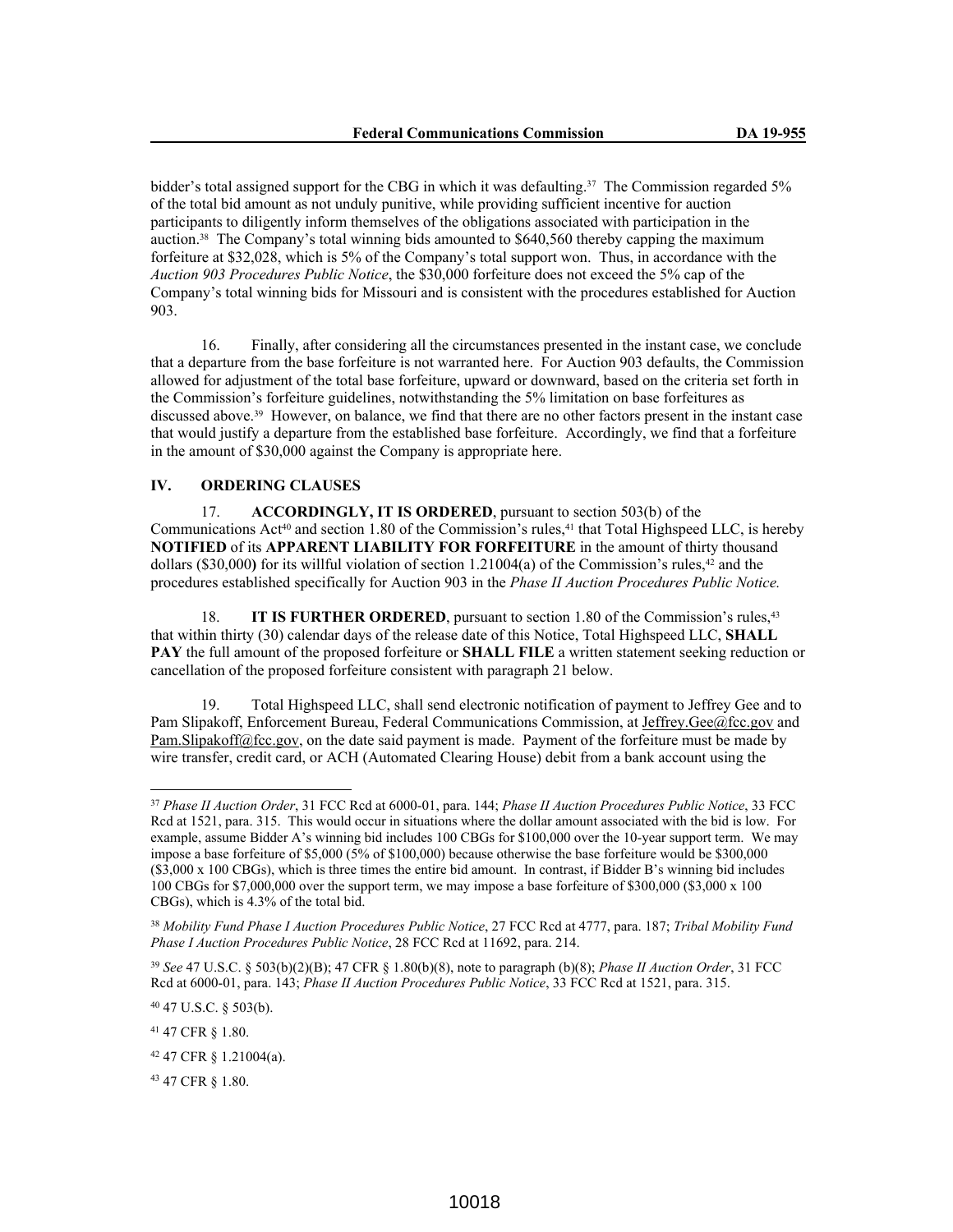bidder's total assigned support for the CBG in which it was defaulting.[37] The Commission regarded 5% of the total bid amount as not unduly punitive, while providing sufficient incentive for auction participants to diligently inform themselves of the obligations associated with participation in the auction.[38] The Company's total winning bids amounted to $640,560 thereby capping the maximum forfeiture at $32,028, which is 5% of the Company's total support won. Thus, in accordance with the *Auction 903 Procedures Public Notice*, the $30,000 forfeiture does not exceed the 5% cap of the Company's total winning bids for Missouri and is consistent with the procedures established for Auction 903.

16. Finally, after considering all the circumstances presented in the instant case, we conclude that a departure from the base forfeiture is not warranted here. For Auction 903 defaults, the Commission allowed for adjustment of the total base forfeiture, upward or downward, based on the criteria set forth in the Commission's forfeiture guidelines, notwithstanding the 5% limitation on base forfeitures as discussed above.[39] However, on balance, we find that there are no other factors present in the instant case that would justify a departure from the established base forfeiture. Accordingly, we find that a forfeiture in the amount of $30,000 against the Company is appropriate here.

## IV. ORDERING CLAUSES

17. **ACCORDINGLY, IT IS ORDERED**, pursuant to section 503(b) of the Communications Act[40] and section 1.80 of the Commission's rules,[41] that Total Highspeed LLC, is hereby **NOTIFIED** of its **APPARENT LIABILITY FOR FORFEITURE** in the amount of thirty thousand dollars ($30,000**)** for its willful violation of section 1.21004(a) of the Commission's rules,[42] and the procedures established specifically for Auction 903 in the *Phase II Auction Procedures Public Notice.*

18. **IT IS FURTHER ORDERED**, pursuant to section 1.80 of the Commission's rules,[43] that within thirty (30) calendar days of the release date of this Notice, Total Highspeed LLC, **SHALL PAY** the full amount of the proposed forfeiture or **SHALL FILE** a written statement seeking reduction or cancellation of the proposed forfeiture consistent with paragraph 21 below.

19. Total Highspeed LLC, shall send electronic notification of payment to Jeffrey Gee and to Pam Slipakoff, Enforcement Bureau, Federal Communications Commission, at Jeffrey.Gee@fcc.gov and Pam.Slipakoff@fcc.gov, on the date said payment is made. Payment of the forfeiture must be made by wire transfer, credit card, or ACH (Automated Clearing House) debit from a bank account using the

---

[37] *Phase II Auction Order*, 31 FCC Rcd at 6000-01, para. 144; *Phase II Auction Procedures Public Notice*, 33 FCC Rcd at 1521, para. 315. This would occur in situations where the dollar amount associated with the bid is low. For example, assume Bidder A's winning bid includes 100 CBGs for $100,000 over the 10-year support term. We may impose a base forfeiture of $5,000 (5% of $100,000) because otherwise the base forfeiture would be $300,000 ($3,000 x 100 CBGs), which is three times the entire bid amount. In contrast, if Bidder B's winning bid includes 100 CBGs for $7,000,000 over the support term, we may impose a base forfeiture of $300,000 ($3,000 x 100 CBGs), which is 4.3% of the total bid.

[38] *Mobility Fund Phase I Auction Procedures Public Notice*, 27 FCC Rcd at 4777, para. 187; *Tribal Mobility Fund Phase I Auction Procedures Public Notice*, 28 FCC Rcd at 11692, para. 214.

[39] *See* 47 U.S.C. § 503(b)(2)(B); 47 CFR § 1.80(b)(8), note to paragraph (b)(8); *Phase II Auction Order*, 31 FCC Rcd at 6000-01, para. 143; *Phase II Auction Procedures Public Notice*, 33 FCC Rcd at 1521, para. 315.

[40] 47 U.S.C. § 503(b).

[41] 47 CFR § 1.80.

[42] 47 CFR § 1.21004(a).

[43] 47 CFR § 1.80.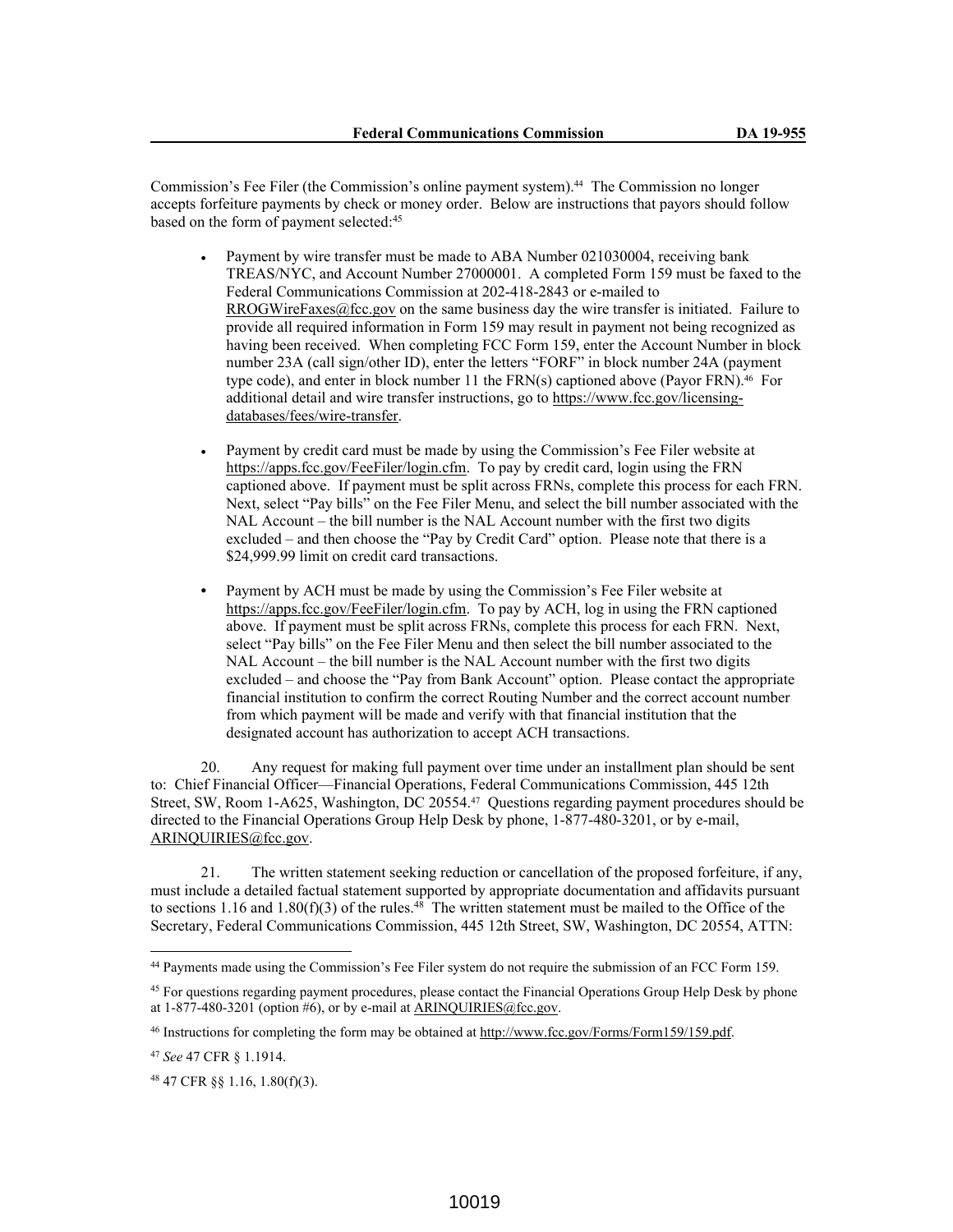Commission's Fee Filer (the Commission's online payment system).[44] The Commission no longer accepts forfeiture payments by check or money order. Below are instructions that payors should follow based on the form of payment selected:[45]

- Payment by wire transfer must be made to ABA Number 021030004, receiving bank TREAS/NYC, and Account Number 27000001. A completed Form 159 must be faxed to the Federal Communications Commission at 202-418-2843 or e-mailed to RROGWireFaxes@fcc.gov on the same business day the wire transfer is initiated. Failure to provide all required information in Form 159 may result in payment not being recognized as having been received. When completing FCC Form 159, enter the Account Number in block number 23A (call sign/other ID), enter the letters "FORF" in block number 24A (payment type code), and enter in block number 11 the FRN(s) captioned above (Payor FRN).[46] For additional detail and wire transfer instructions, go to https://www.fcc.gov/licensing-databases/fees/wire-transfer.

- Payment by credit card must be made by using the Commission's Fee Filer website at https://apps.fcc.gov/FeeFiler/login.cfm. To pay by credit card, login using the FRN captioned above. If payment must be split across FRNs, complete this process for each FRN. Next, select "Pay bills" on the Fee Filer Menu, and select the bill number associated with the NAL Account – the bill number is the NAL Account number with the first two digits excluded – and then choose the "Pay by Credit Card" option. Please note that there is a $24,999.99 limit on credit card transactions.

- Payment by ACH must be made by using the Commission's Fee Filer website at https://apps.fcc.gov/FeeFiler/login.cfm. To pay by ACH, log in using the FRN captioned above. If payment must be split across FRNs, complete this process for each FRN. Next, select "Pay bills" on the Fee Filer Menu and then select the bill number associated to the NAL Account – the bill number is the NAL Account number with the first two digits excluded – and choose the "Pay from Bank Account" option. Please contact the appropriate financial institution to confirm the correct Routing Number and the correct account number from which payment will be made and verify with that financial institution that the designated account has authorization to accept ACH transactions.

20. Any request for making full payment over time under an installment plan should be sent to: Chief Financial Officer—Financial Operations, Federal Communications Commission, 445 12th Street, SW, Room 1-A625, Washington, DC 20554.[47] Questions regarding payment procedures should be directed to the Financial Operations Group Help Desk by phone, 1-877-480-3201, or by e-mail, ARINQUIRIES@fcc.gov.

21. The written statement seeking reduction or cancellation of the proposed forfeiture, if any, must include a detailed factual statement supported by appropriate documentation and affidavits pursuant to sections 1.16 and 1.80(f)(3) of the rules.[48] The written statement must be mailed to the Office of the Secretary, Federal Communications Commission, 445 12th Street, SW, Washington, DC 20554, ATTN:

---

[44] Payments made using the Commission's Fee Filer system do not require the submission of an FCC Form 159.

[45] For questions regarding payment procedures, please contact the Financial Operations Group Help Desk by phone at 1-877-480-3201 (option #6), or by e-mail at ARINQUIRIES@fcc.gov.

[46] Instructions for completing the form may be obtained at http://www.fcc.gov/Forms/Form159/159.pdf.

[47] *See* 47 CFR § 1.1914.

[48] 47 CFR §§ 1.16, 1.80(f)(3).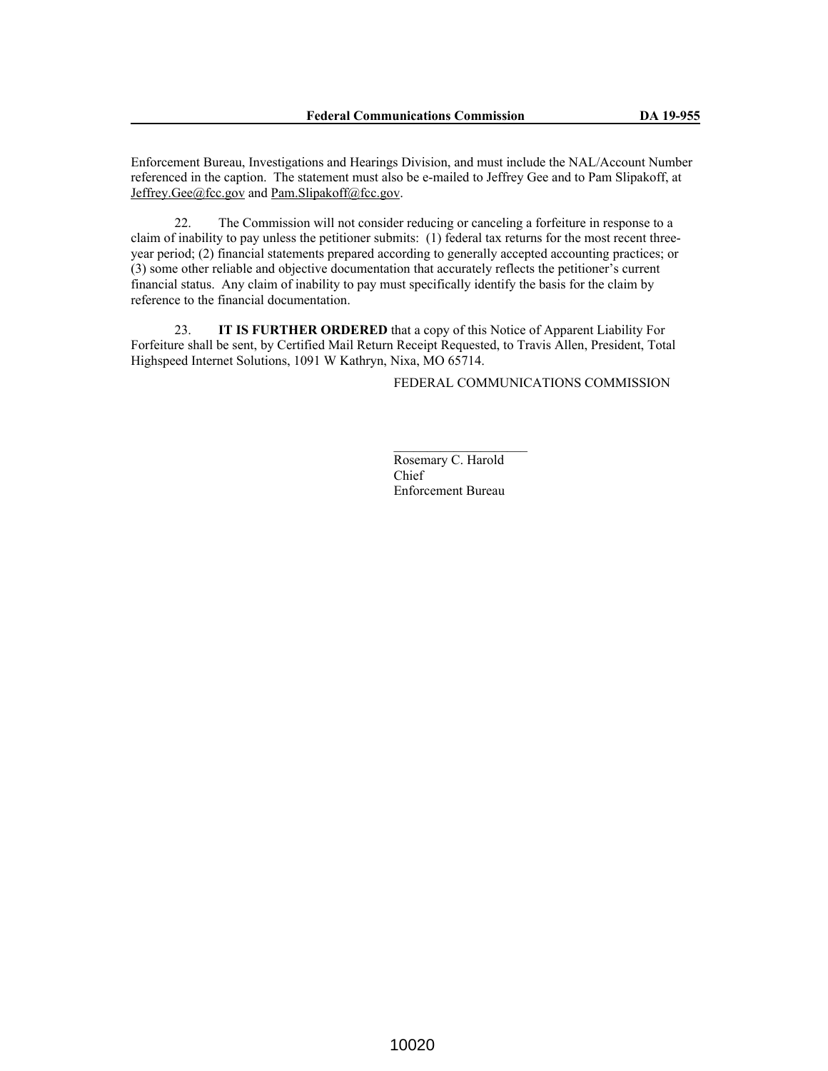Enforcement Bureau, Investigations and Hearings Division, and must include the NAL/Account Number referenced in the caption. The statement must also be e-mailed to Jeffrey Gee and to Pam Slipakoff, at Jeffrey.Gee@fcc.gov and Pam.Slipakoff@fcc.gov.

22. The Commission will not consider reducing or canceling a forfeiture in response to a claim of inability to pay unless the petitioner submits: (1) federal tax returns for the most recent three-year period; (2) financial statements prepared according to generally accepted accounting practices; or (3) some other reliable and objective documentation that accurately reflects the petitioner's current financial status. Any claim of inability to pay must specifically identify the basis for the claim by reference to the financial documentation.

23. **IT IS FURTHER ORDERED** that a copy of this Notice of Apparent Liability For Forfeiture shall be sent, by Certified Mail Return Receipt Requested, to Travis Allen, President, Total Highspeed Internet Solutions, 1091 W Kathryn, Nixa, MO 65714.

FEDERAL COMMUNICATIONS COMMISSION

\_\_\_\_\_\_\_\_\_\_\_\_\_\_\_\_\_\_\_\_

Rosemary C. Harold
Chief
Enforcement Bureau